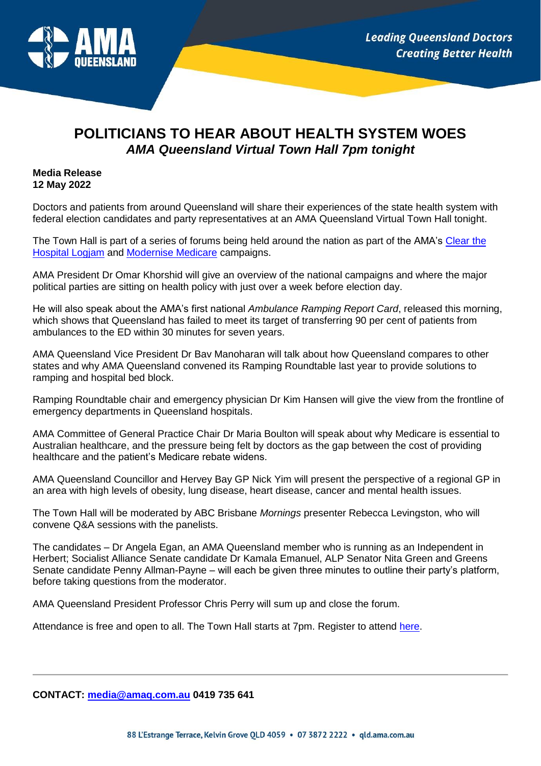# POLITICIANS TO HEAR ABOUT HEALTH SYSTEM WOES

***AMA Queensland Virtual Town Hall 7pm tonight***

**Media Release**
**12 May 2022**

Doctors and patients from around Queensland will share their experiences of the state health system with federal election candidates and party representatives at an AMA Queensland Virtual Town Hall tonight.

The Town Hall is part of a series of forums being held around the nation as part of the AMA's Clear the Hospital Logjam and Modernise Medicare campaigns.

AMA President Dr Omar Khorshid will give an overview of the national campaigns and where the major political parties are sitting on health policy with just over a week before election day.

He will also speak about the AMA's first national *Ambulance Ramping Report Card*, released this morning, which shows that Queensland has failed to meet its target of transferring 90 per cent of patients from ambulances to the ED within 30 minutes for seven years.

AMA Queensland Vice President Dr Bav Manoharan will talk about how Queensland compares to other states and why AMA Queensland convened its Ramping Roundtable last year to provide solutions to ramping and hospital bed block.

Ramping Roundtable chair and emergency physician Dr Kim Hansen will give the view from the frontline of emergency departments in Queensland hospitals.

AMA Committee of General Practice Chair Dr Maria Boulton will speak about why Medicare is essential to Australian healthcare, and the pressure being felt by doctors as the gap between the cost of providing healthcare and the patient's Medicare rebate widens.

AMA Queensland Councillor and Hervey Bay GP Nick Yim will present the perspective of a regional GP in an area with high levels of obesity, lung disease, heart disease, cancer and mental health issues.

The Town Hall will be moderated by ABC Brisbane *Mornings* presenter Rebecca Levingston, who will convene Q&A sessions with the panelists.

The candidates – Dr Angela Egan, an AMA Queensland member who is running as an Independent in Herbert; Socialist Alliance Senate candidate Dr Kamala Emanuel, ALP Senator Nita Green and Greens Senate candidate Penny Allman-Payne – will each be given three minutes to outline their party's platform, before taking questions from the moderator.

AMA Queensland President Professor Chris Perry will sum up and close the forum.

Attendance is free and open to all. The Town Hall starts at 7pm. Register to attend here.

---

**CONTACT: media@amaq.com.au 0419 735 641**